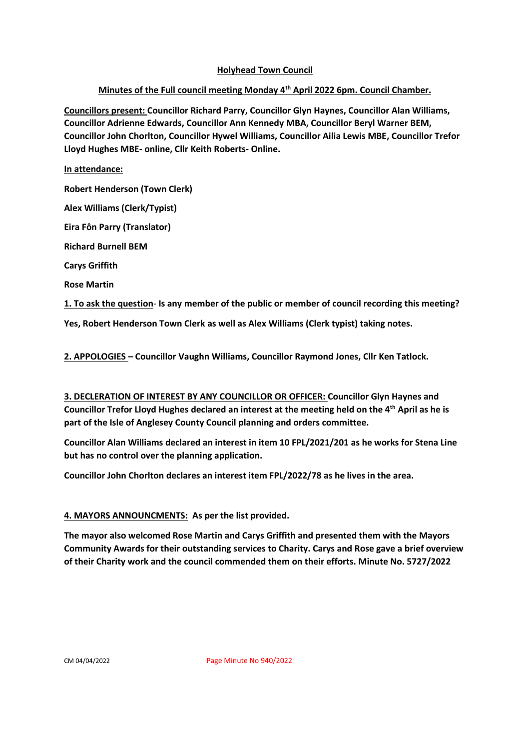**Holyhead Town Council**

**Minutes of the Full council meeting Monday 4th April 2022 6pm. Council Chamber.**

**Councillors present: Councillor Richard Parry, Councillor Glyn Haynes, Councillor Alan Williams, Councillor Adrienne Edwards, Councillor Ann Kennedy MBA, Councillor Beryl Warner BEM, Councillor John Chorlton, Councillor Hywel Williams, Councillor Ailia Lewis MBE, Councillor Trefor Lloyd Hughes MBE- online, Cllr Keith Roberts- Online.**

**In attendance:**

**Robert Henderson (Town Clerk)**

**Alex Williams (Clerk/Typist)**

**Eira Fôn Parry (Translator)**

**Richard Burnell BEM**

**Carys Griffith**

**Rose Martin**

**1. To ask the question- Is any member of the public or member of council recording this meeting?**

**Yes, Robert Henderson Town Clerk as well as Alex Williams (Clerk typist) taking notes.**

**2. APPOLOGIES – Councillor Vaughn Williams, Councillor Raymond Jones, Cllr Ken Tatlock.**

**3. DECLERATION OF INTEREST BY ANY COUNCILLOR OR OFFICER: Councillor Glyn Haynes and Councillor Trefor Lloyd Hughes declared an interest at the meeting held on the 4th April as he is part of the Isle of Anglesey County Council planning and orders committee.**

**Councillor Alan Williams declared an interest in item 10 FPL/2021/201 as he works for Stena Line but has no control over the planning application.**

**Councillor John Chorlton declares an interest item FPL/2022/78 as he lives in the area.**

**4. MAYORS ANNOUNCMENTS: As per the list provided.**

**The mayor also welcomed Rose Martin and Carys Griffith and presented them with the Mayors Community Awards for their outstanding services to Charity. Carys and Rose gave a brief overview of their Charity work and the council commended them on their efforts. Minute No. 5727/2022**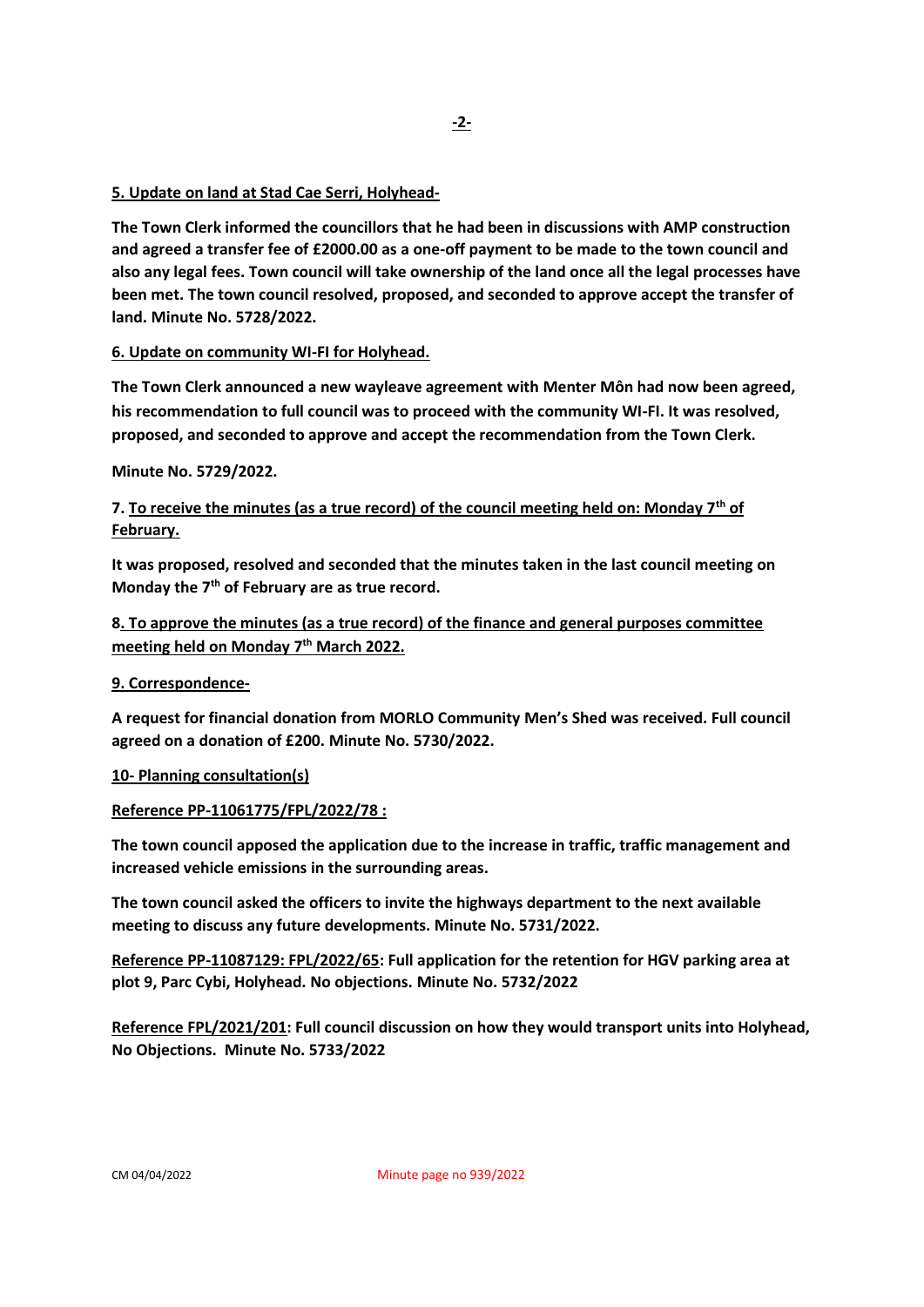**5. Update on land at Stad Cae Serri, Holyhead-**

**The Town Clerk informed the councillors that he had been in discussions with AMP construction and agreed a transfer fee of £2000.00 as a one-off payment to be made to the town council and also any legal fees. Town council will take ownership of the land once all the legal processes have been met. The town council resolved, proposed, and seconded to approve accept the transfer of land. Minute No. 5728/2022.**

**6. Update on community WI-FI for Holyhead.**

**The Town Clerk announced a new wayleave agreement with Menter Môn had now been agreed, his recommendation to full council was to proceed with the community WI-FI. It was resolved, proposed, and seconded to approve and accept the recommendation from the Town Clerk.**

**Minute No. 5729/2022.**

**7. To receive the minutes (as a true record) of the council meeting held on: Monday 7th of February.**

**It was proposed, resolved and seconded that the minutes taken in the last council meeting on Monday the 7th of February are as true record.**

**8. To approve the minutes (as a true record) of the finance and general purposes committee meeting held on Monday 7th March 2022.**

**9. Correspondence-**

**A request for financial donation from MORLO Community Men's Shed was received. Full council agreed on a donation of £200. Minute No. 5730/2022.**

**10- Planning consultation(s)**

**Reference PP-11061775/FPL/2022/78 :**

**The town council apposed the application due to the increase in traffic, traffic management and increased vehicle emissions in the surrounding areas.**

**The town council asked the officers to invite the highways department to the next available meeting to discuss any future developments. Minute No. 5731/2022.**

**Reference PP-11087129: FPL/2022/65: Full application for the retention for HGV parking area at plot 9, Parc Cybi, Holyhead. No objections. Minute No. 5732/2022**

**Reference FPL/2021/201: Full council discussion on how they would transport units into Holyhead, No Objections. Minute No. 5733/2022**

CM 04/04/2022 Minute page no 939/2022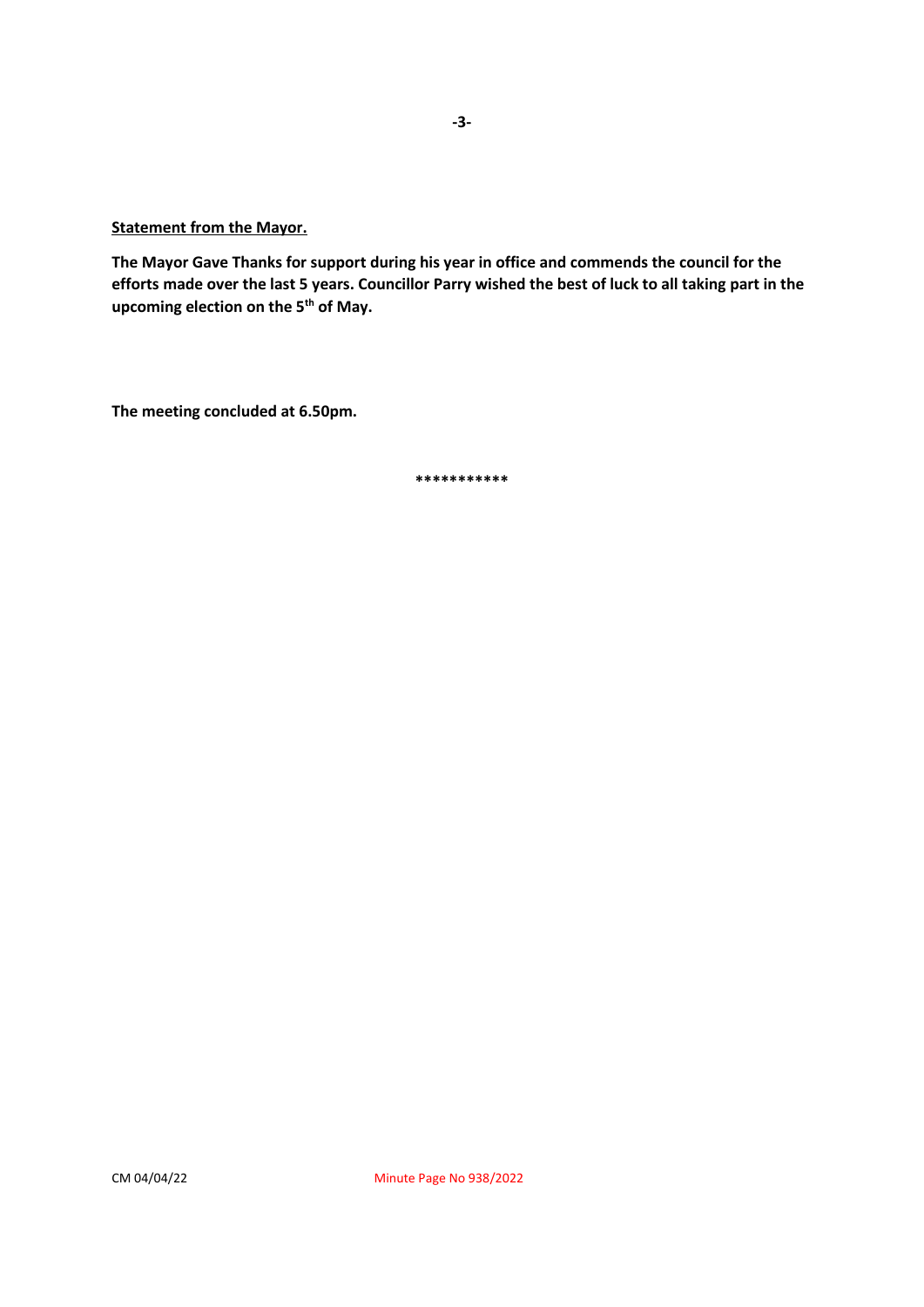**<u>Statement from the Mayor.</u>**

**The Mayor Gave Thanks for support during his year in office and commends the council for the efforts made over the last 5 years. Councillor Parry wished the best of luck to all taking part in the upcoming election on the 5th of May.**

**The meeting concluded at 6.50pm.**

***********

CM 04/04/22 Minute Page No 938/2022